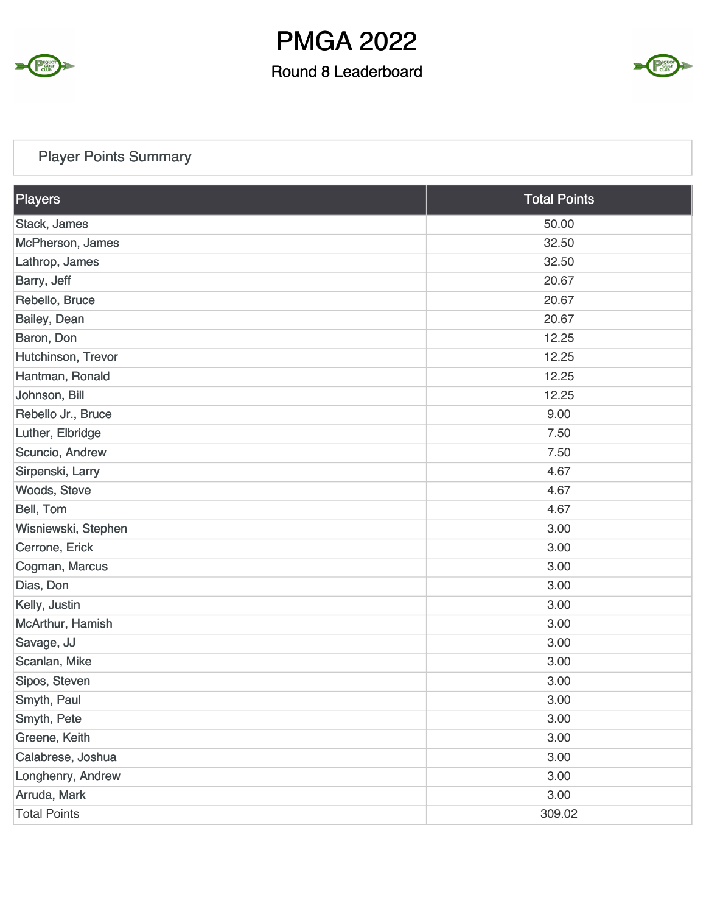# PMGA 2022

## Round 8 Leaderboard

### Player Points Summary

| Players | Total Points |
|---|---|
| Stack, James | 50.00 |
| McPherson, James | 32.50 |
| Lathrop, James | 32.50 |
| Barry, Jeff | 20.67 |
| Rebello, Bruce | 20.67 |
| Bailey, Dean | 20.67 |
| Baron, Don | 12.25 |
| Hutchinson, Trevor | 12.25 |
| Hantman, Ronald | 12.25 |
| Johnson, Bill | 12.25 |
| Rebello Jr., Bruce | 9.00 |
| Luther, Elbridge | 7.50 |
| Scuncio, Andrew | 7.50 |
| Sirpenski, Larry | 4.67 |
| Woods, Steve | 4.67 |
| Bell, Tom | 4.67 |
| Wisniewski, Stephen | 3.00 |
| Cerrone, Erick | 3.00 |
| Cogman, Marcus | 3.00 |
| Dias, Don | 3.00 |
| Kelly, Justin | 3.00 |
| McArthur, Hamish | 3.00 |
| Savage, JJ | 3.00 |
| Scanlan, Mike | 3.00 |
| Sipos, Steven | 3.00 |
| Smyth, Paul | 3.00 |
| Smyth, Pete | 3.00 |
| Greene, Keith | 3.00 |
| Calabrese, Joshua | 3.00 |
| Longhenry, Andrew | 3.00 |
| Arruda, Mark | 3.00 |
| Total Points | 309.02 |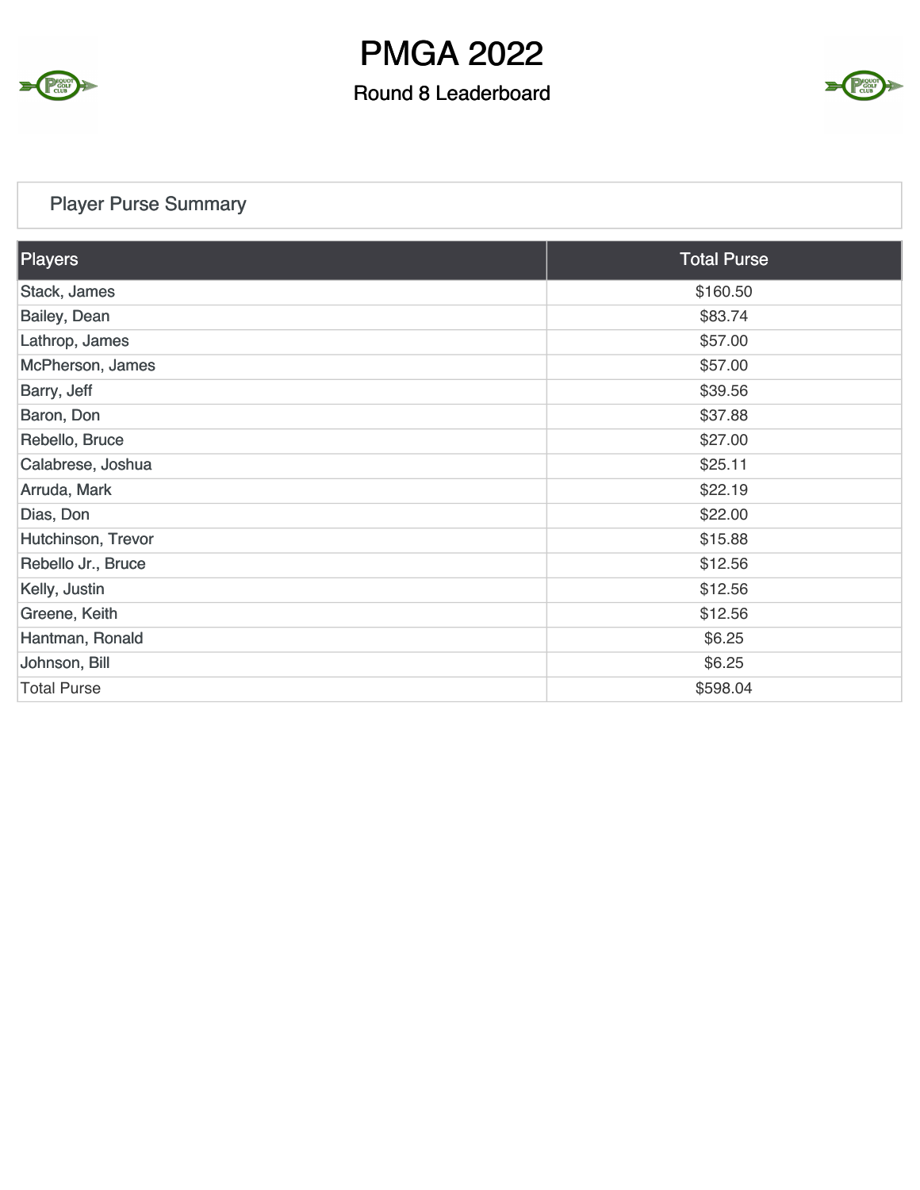# PMGA 2022

## Round 8 Leaderboard

### Player Purse Summary

| Players | Total Purse |
|---|---|
| Stack, James | $160.50 |
| Bailey, Dean | $83.74 |
| Lathrop, James | $57.00 |
| McPherson, James | $57.00 |
| Barry, Jeff | $39.56 |
| Baron, Don | $37.88 |
| Rebello, Bruce | $27.00 |
| Calabrese, Joshua | $25.11 |
| Arruda, Mark | $22.19 |
| Dias, Don | $22.00 |
| Hutchinson, Trevor | $15.88 |
| Rebello Jr., Bruce | $12.56 |
| Kelly, Justin | $12.56 |
| Greene, Keith | $12.56 |
| Hantman, Ronald | $6.25 |
| Johnson, Bill | $6.25 |
| Total Purse | $598.04 |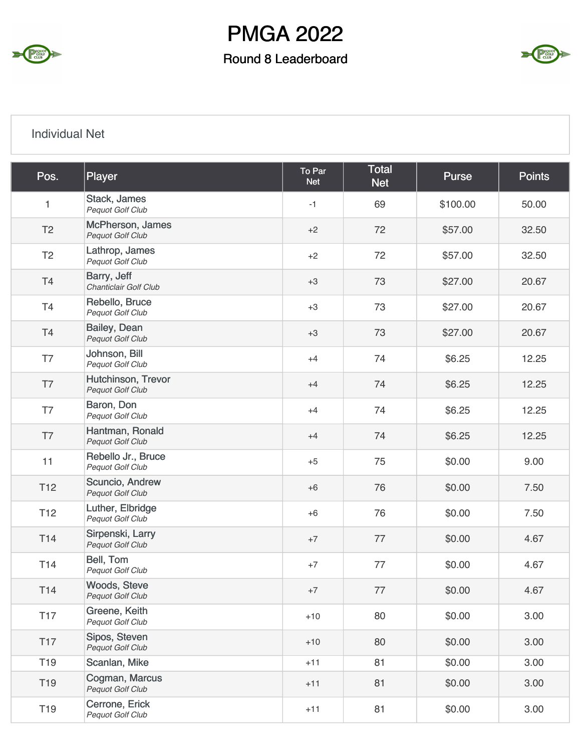# PMGA 2022

## Round 8 Leaderboard

### Individual Net

| Pos. | Player | To Par Net | Total Net | Purse | Points |
|---|---|---|---|---|---|
| 1 | Stack, James *Pequot Golf Club* | -1 | 69 | $100.00 | 50.00 |
| T2 | McPherson, James *Pequot Golf Club* | +2 | 72 | $57.00 | 32.50 |
| T2 | Lathrop, James *Pequot Golf Club* | +2 | 72 | $57.00 | 32.50 |
| T4 | Barry, Jeff *Chanticlair Golf Club* | +3 | 73 | $27.00 | 20.67 |
| T4 | Rebello, Bruce *Pequot Golf Club* | +3 | 73 | $27.00 | 20.67 |
| T4 | Bailey, Dean *Pequot Golf Club* | +3 | 73 | $27.00 | 20.67 |
| T7 | Johnson, Bill *Pequot Golf Club* | +4 | 74 | $6.25 | 12.25 |
| T7 | Hutchinson, Trevor *Pequot Golf Club* | +4 | 74 | $6.25 | 12.25 |
| T7 | Baron, Don *Pequot Golf Club* | +4 | 74 | $6.25 | 12.25 |
| T7 | Hantman, Ronald *Pequot Golf Club* | +4 | 74 | $6.25 | 12.25 |
| 11 | Rebello Jr., Bruce *Pequot Golf Club* | +5 | 75 | $0.00 | 9.00 |
| T12 | Scuncio, Andrew *Pequot Golf Club* | +6 | 76 | $0.00 | 7.50 |
| T12 | Luther, Elbridge *Pequot Golf Club* | +6 | 76 | $0.00 | 7.50 |
| T14 | Sirpenski, Larry *Pequot Golf Club* | +7 | 77 | $0.00 | 4.67 |
| T14 | Bell, Tom *Pequot Golf Club* | +7 | 77 | $0.00 | 4.67 |
| T14 | Woods, Steve *Pequot Golf Club* | +7 | 77 | $0.00 | 4.67 |
| T17 | Greene, Keith *Pequot Golf Club* | +10 | 80 | $0.00 | 3.00 |
| T17 | Sipos, Steven *Pequot Golf Club* | +10 | 80 | $0.00 | 3.00 |
| T19 | Scanlan, Mike | +11 | 81 | $0.00 | 3.00 |
| T19 | Cogman, Marcus *Pequot Golf Club* | +11 | 81 | $0.00 | 3.00 |
| T19 | Cerrone, Erick *Pequot Golf Club* | +11 | 81 | $0.00 | 3.00 |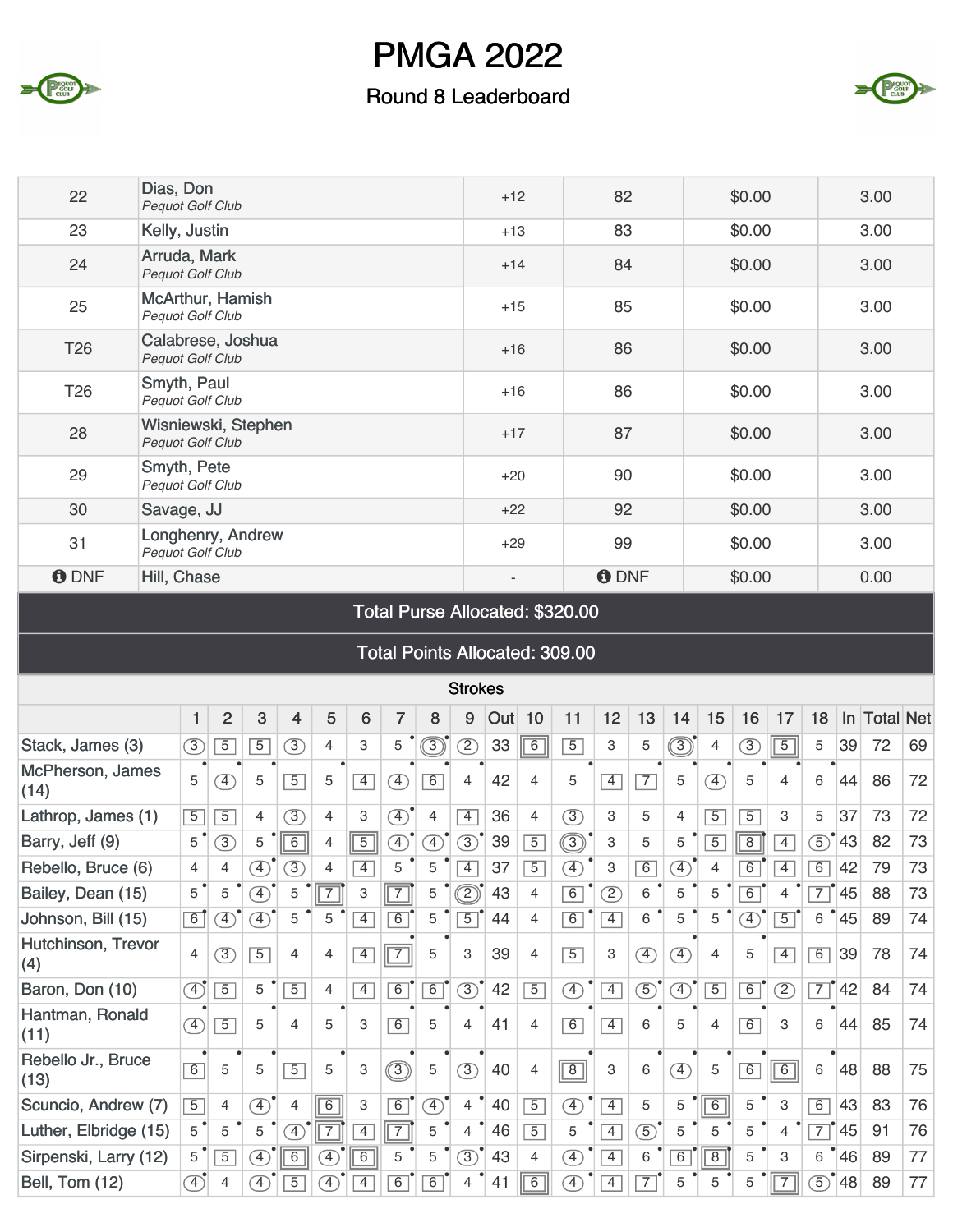# PMGA 2022

## Round 8 Leaderboard

| | | | | | |
|---|---|---|---|---|---|
| 22 | Dias, Don *Pequot Golf Club* | +12 | 82 | $0.00 | 3.00 |
| 23 | Kelly, Justin | +13 | 83 | $0.00 | 3.00 |
| 24 | Arruda, Mark *Pequot Golf Club* | +14 | 84 | $0.00 | 3.00 |
| 25 | McArthur, Hamish *Pequot Golf Club* | +15 | 85 | $0.00 | 3.00 |
| T26 | Calabrese, Joshua *Pequot Golf Club* | +16 | 86 | $0.00 | 3.00 |
| T26 | Smyth, Paul *Pequot Golf Club* | +16 | 86 | $0.00 | 3.00 |
| 28 | Wisniewski, Stephen *Pequot Golf Club* | +17 | 87 | $0.00 | 3.00 |
| 29 | Smyth, Pete *Pequot Golf Club* | +20 | 90 | $0.00 | 3.00 |
| 30 | Savage, JJ | +22 | 92 | $0.00 | 3.00 |
| 31 | Longhenry, Andrew *Pequot Golf Club* | +29 | 99 | $0.00 | 3.00 |
| DNF | Hill, Chase | - | DNF | $0.00 | 0.00 |

**Total Purse Allocated: $320.00**

**Total Points Allocated: 309.00**

### Strokes

| | 1 | 2 | 3 | 4 | 5 | 6 | 7 | 8 | 9 | Out | 10 | 11 | 12 | 13 | 14 | 15 | 16 | 17 | 18 | In | Total | Net |
|---|---|---|---|---|---|---|---|---|---|---|---|---|---|---|---|---|---|---|---|---|---|---|
| Stack, James (3) | 3 | 5 | 5 | 3 | 4 | 3 | 5 | 3 | 2 | 33 | 6 | 5 | 3 | 5 | 3 | 4 | 3 | 5 | 5 | 39 | 72 | 69 |
| McPherson, James (14) | 5 | 4 | 5 | 5 | 5 | 4 | 4 | 6 | 4 | 42 | 4 | 5 | 4 | 7 | 5 | 4 | 5 | 4 | 6 | 44 | 86 | 72 |
| Lathrop, James (1) | 5 | 5 | 4 | 3 | 4 | 3 | 4 | 4 | 4 | 36 | 4 | 3 | 3 | 5 | 4 | 5 | 5 | 3 | 5 | 37 | 73 | 72 |
| Barry, Jeff (9) | 5 | 3 | 5 | 6 | 4 | 5 | 4 | 4 | 3 | 39 | 5 | 3 | 3 | 5 | 5 | 5 | 8 | 4 | 5 | 43 | 82 | 73 |
| Rebello, Bruce (6) | 4 | 4 | 4 | 3 | 4 | 4 | 5 | 5 | 4 | 37 | 5 | 4 | 3 | 6 | 4 | 4 | 6 | 4 | 6 | 42 | 79 | 73 |
| Bailey, Dean (15) | 5 | 5 | 4 | 5 | 7 | 3 | 7 | 5 | 2 | 43 | 4 | 6 | 2 | 6 | 5 | 5 | 6 | 4 | 7 | 45 | 88 | 73 |
| Johnson, Bill (15) | 6 | 4 | 4 | 5 | 5 | 4 | 6 | 5 | 5 | 44 | 4 | 6 | 4 | 6 | 5 | 5 | 4 | 5 | 6 | 45 | 89 | 74 |
| Hutchinson, Trevor (4) | 4 | 3 | 5 | 4 | 4 | 4 | 7 | 5 | 3 | 39 | 4 | 5 | 3 | 4 | 4 | 4 | 5 | 4 | 6 | 39 | 78 | 74 |
| Baron, Don (10) | 4 | 5 | 5 | 5 | 4 | 4 | 6 | 6 | 3 | 42 | 5 | 4 | 4 | 5 | 4 | 5 | 6 | 2 | 7 | 42 | 84 | 74 |
| Hantman, Ronald (11) | 4 | 5 | 5 | 4 | 5 | 3 | 6 | 5 | 4 | 41 | 4 | 6 | 4 | 6 | 5 | 4 | 6 | 3 | 6 | 44 | 85 | 74 |
| Rebello Jr., Bruce (13) | 6 | 5 | 5 | 5 | 5 | 3 | 3 | 5 | 3 | 40 | 4 | 8 | 3 | 6 | 4 | 5 | 6 | 6 | 6 | 48 | 88 | 75 |
| Scuncio, Andrew (7) | 5 | 4 | 4 | 4 | 6 | 3 | 6 | 4 | 4 | 40 | 5 | 4 | 4 | 5 | 5 | 6 | 5 | 3 | 6 | 43 | 83 | 76 |
| Luther, Elbridge (15) | 5 | 5 | 5 | 4 | 7 | 4 | 7 | 5 | 4 | 46 | 5 | 5 | 4 | 5 | 5 | 5 | 5 | 4 | 7 | 45 | 91 | 76 |
| Sirpenski, Larry (12) | 5 | 5 | 4 | 6 | 4 | 6 | 5 | 5 | 3 | 43 | 4 | 4 | 4 | 6 | 6 | 8 | 5 | 3 | 6 | 46 | 89 | 77 |
| Bell, Tom (12) | 4 | 4 | 4 | 5 | 4 | 4 | 6 | 6 | 4 | 41 | 6 | 4 | 4 | 7 | 5 | 5 | 5 | 7 | 5 | 48 | 89 | 77 |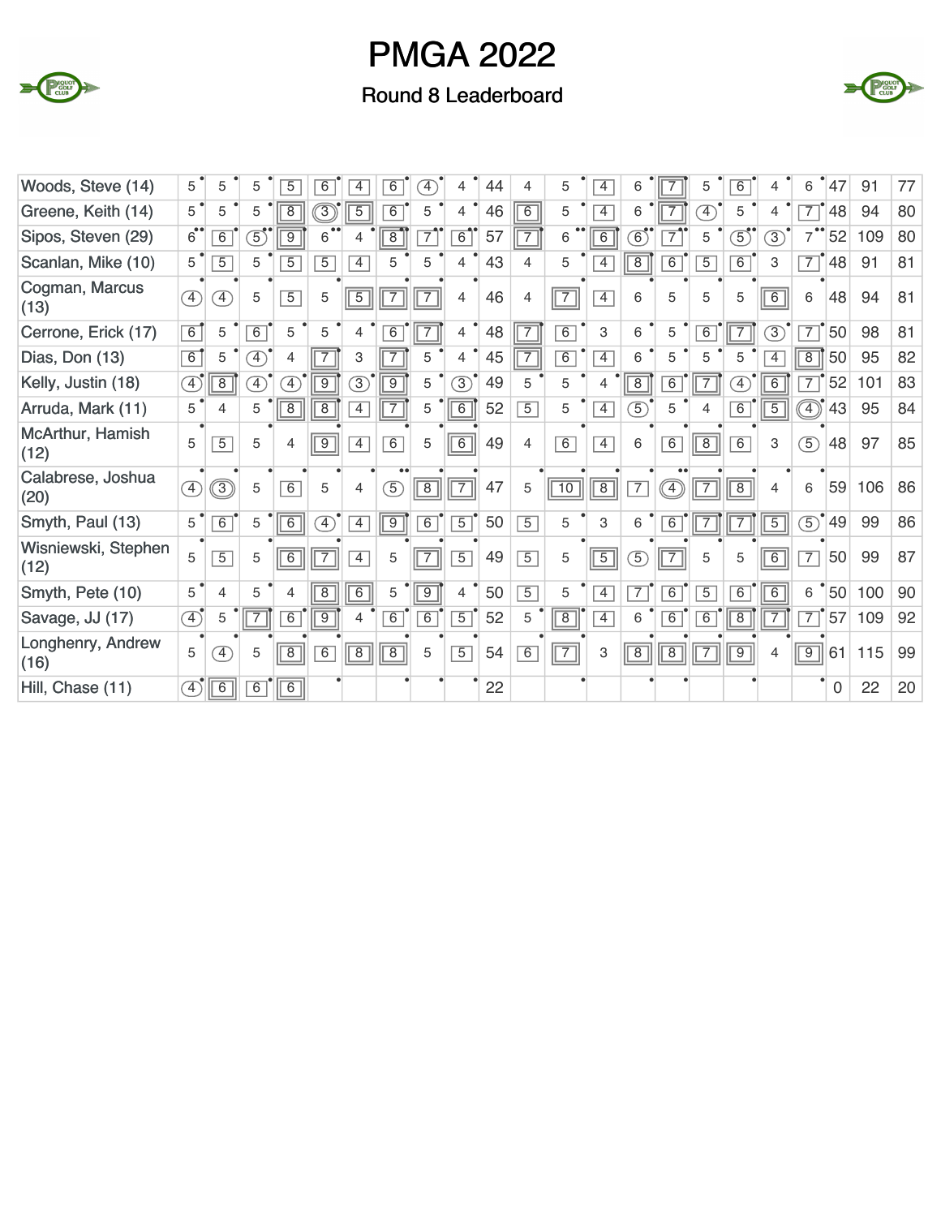# PMGA 2022

## Round 8 Leaderboard

| | | | | | | | | | | | | | | | | | | | | | | | |
|---|---|---|---|---|---|---|---|---|---|---|---|---|---|---|---|---|---|---|---|---|---|---|---|
| Woods, Steve (14) | 5 | 5 | 5 | 5 | 6 | 4 | 6 | 4 | 4 | 44 | 4 | 5 | 4 | 6 | 7 | 5 | 6 | 4 | 6 | 47 | 91 | 77 |
| Greene, Keith (14) | 5 | 5 | 5 | 8 | 3 | 5 | 6 | 5 | 4 | 46 | 6 | 5 | 4 | 6 | 7 | 4 | 5 | 4 | 7 | 48 | 94 | 80 |
| Sipos, Steven (29) | 6 | 6 | 5 | 9 | 6 | 4 | 8 | 7 | 6 | 57 | 7 | 6 | 6 | 6 | 7 | 5 | 5 | 3 | 7 | 52 | 109 | 80 |
| Scanlan, Mike (10) | 5 | 5 | 5 | 5 | 5 | 4 | 5 | 5 | 4 | 43 | 4 | 5 | 4 | 8 | 6 | 5 | 6 | 3 | 7 | 48 | 91 | 81 |
| Cogman, Marcus (13) | 4 | 4 | 5 | 5 | 5 | 5 | 7 | 7 | 4 | 46 | 4 | 7 | 4 | 6 | 5 | 5 | 5 | 6 | 6 | 48 | 94 | 81 |
| Cerrone, Erick (17) | 6 | 5 | 6 | 5 | 5 | 4 | 6 | 7 | 4 | 48 | 7 | 6 | 3 | 6 | 5 | 6 | 7 | 3 | 7 | 50 | 98 | 81 |
| Dias, Don (13) | 6 | 5 | 4 | 4 | 7 | 3 | 7 | 5 | 4 | 45 | 7 | 6 | 4 | 6 | 5 | 5 | 5 | 4 | 8 | 50 | 95 | 82 |
| Kelly, Justin (18) | 4 | 8 | 4 | 4 | 9 | 3 | 9 | 5 | 3 | 49 | 5 | 5 | 4 | 8 | 6 | 7 | 4 | 6 | 7 | 52 | 101 | 83 |
| Arruda, Mark (11) | 5 | 4 | 5 | 8 | 8 | 4 | 7 | 5 | 6 | 52 | 5 | 5 | 4 | 5 | 5 | 4 | 6 | 5 | 4 | 43 | 95 | 84 |
| McArthur, Hamish (12) | 5 | 5 | 5 | 4 | 9 | 4 | 6 | 5 | 6 | 49 | 4 | 6 | 4 | 6 | 6 | 8 | 6 | 3 | 5 | 48 | 97 | 85 |
| Calabrese, Joshua (20) | 4 | 3 | 5 | 6 | 5 | 4 | 5 | 8 | 7 | 47 | 5 | 10 | 8 | 7 | 4 | 7 | 8 | 4 | 6 | 59 | 106 | 86 |
| Smyth, Paul (13) | 5 | 6 | 5 | 6 | 4 | 4 | 9 | 6 | 5 | 50 | 5 | 5 | 3 | 6 | 6 | 7 | 7 | 5 | 5 | 49 | 99 | 86 |
| Wisniewski, Stephen (12) | 5 | 5 | 5 | 6 | 7 | 4 | 5 | 7 | 5 | 49 | 5 | 5 | 5 | 5 | 7 | 5 | 5 | 6 | 7 | 50 | 99 | 87 |
| Smyth, Pete (10) | 5 | 4 | 5 | 4 | 8 | 6 | 5 | 9 | 4 | 50 | 5 | 5 | 4 | 7 | 6 | 5 | 6 | 6 | 6 | 50 | 100 | 90 |
| Savage, JJ (17) | 4 | 5 | 7 | 6 | 9 | 4 | 6 | 6 | 5 | 52 | 5 | 8 | 4 | 6 | 6 | 6 | 8 | 7 | 7 | 57 | 109 | 92 |
| Longhenry, Andrew (16) | 5 | 4 | 5 | 8 | 6 | 8 | 8 | 5 | 5 | 54 | 6 | 7 | 3 | 8 | 8 | 7 | 9 | 4 | 9 | 61 | 115 | 99 |
| Hill, Chase (11) | 4 | 6 | 6 | 6 | | | | | | 22 | | | | | | | | | | 0 | 22 | 20 |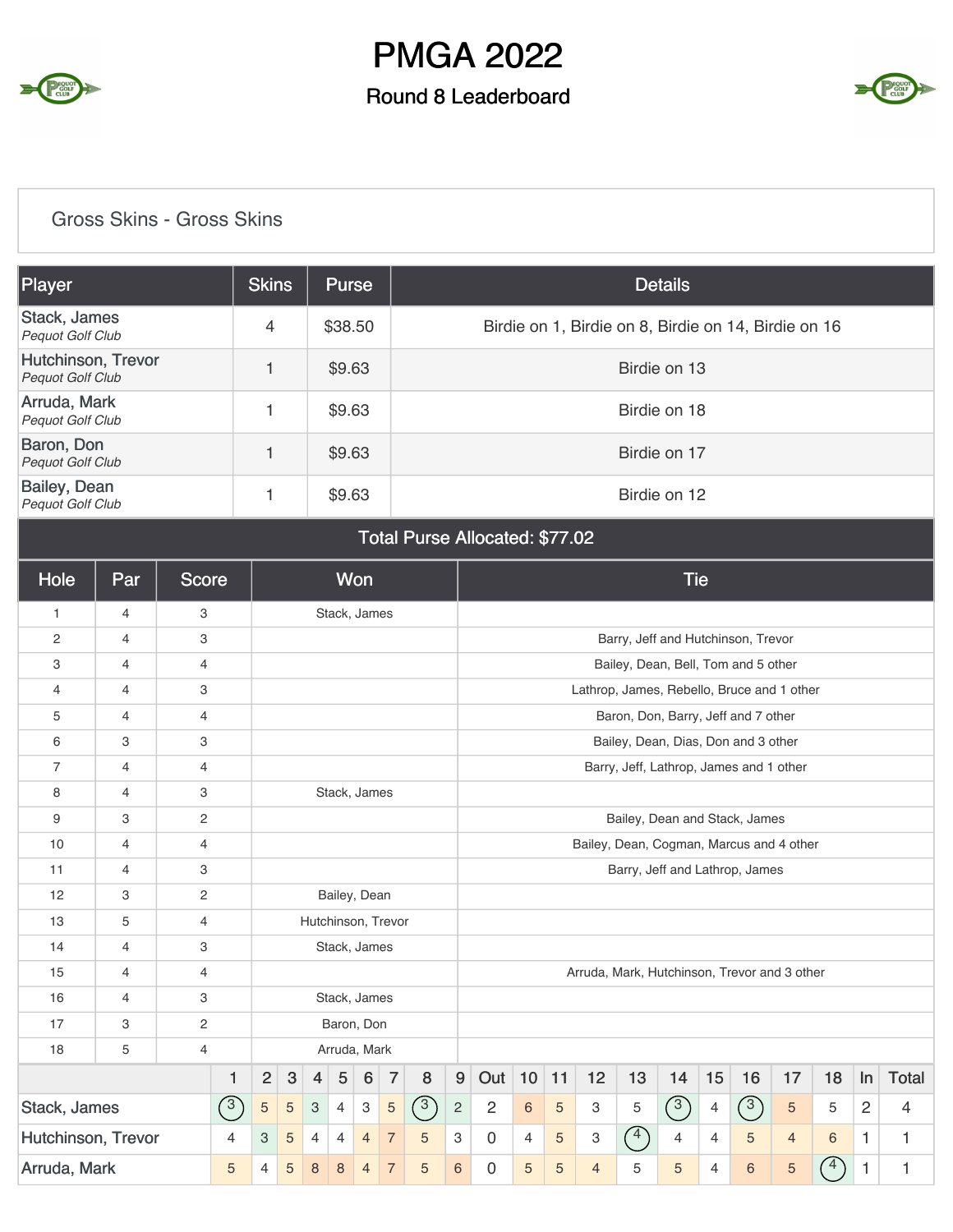# PMGA 2022

## Round 8 Leaderboard

### Gross Skins - Gross Skins

| Player | Skins | Purse | Details |
|---|---|---|---|
| Stack, James *Pequot Golf Club* | 4 | $38.50 | Birdie on 1, Birdie on 8, Birdie on 14, Birdie on 16 |
| Hutchinson, Trevor *Pequot Golf Club* | 1 | $9.63 | Birdie on 13 |
| Arruda, Mark *Pequot Golf Club* | 1 | $9.63 | Birdie on 18 |
| Baron, Don *Pequot Golf Club* | 1 | $9.63 | Birdie on 17 |
| Bailey, Dean *Pequot Golf Club* | 1 | $9.63 | Birdie on 12 |

**Total Purse Allocated: $77.02**

| Hole | Par | Score | Won | Tie |
|---|---|---|---|---|
| 1 | 4 | 3 | Stack, James | |
| 2 | 4 | 3 | | Barry, Jeff and Hutchinson, Trevor |
| 3 | 4 | 4 | | Bailey, Dean, Bell, Tom and 5 other |
| 4 | 4 | 3 | | Lathrop, James, Rebello, Bruce and 1 other |
| 5 | 4 | 4 | | Baron, Don, Barry, Jeff and 7 other |
| 6 | 3 | 3 | | Bailey, Dean, Dias, Don and 3 other |
| 7 | 4 | 4 | | Barry, Jeff, Lathrop, James and 1 other |
| 8 | 4 | 3 | Stack, James | |
| 9 | 3 | 2 | | Bailey, Dean and Stack, James |
| 10 | 4 | 4 | | Bailey, Dean, Cogman, Marcus and 4 other |
| 11 | 4 | 3 | | Barry, Jeff and Lathrop, James |
| 12 | 3 | 2 | Bailey, Dean | |
| 13 | 5 | 4 | Hutchinson, Trevor | |
| 14 | 4 | 3 | Stack, James | |
| 15 | 4 | 4 | | Arruda, Mark, Hutchinson, Trevor and 3 other |
| 16 | 4 | 3 | Stack, James | |
| 17 | 3 | 2 | Baron, Don | |
| 18 | 5 | 4 | Arruda, Mark | |

| | 1 | 2 | 3 | 4 | 5 | 6 | 7 | 8 | 9 | Out | 10 | 11 | 12 | 13 | 14 | 15 | 16 | 17 | 18 | In | Total |
|---|---|---|---|---|---|---|---|---|---|---|---|---|---|---|---|---|---|---|---|---|---|
| Stack, James | 3 | 5 | 5 | 3 | 4 | 3 | 5 | 3 | 2 | 2 | 6 | 5 | 3 | 5 | 3 | 4 | 3 | 5 | 5 | 2 | 4 |
| Hutchinson, Trevor | 4 | 3 | 5 | 4 | 4 | 4 | 7 | 5 | 3 | 0 | 4 | 5 | 3 | 4 | 4 | 4 | 5 | 4 | 6 | 1 | 1 |
| Arruda, Mark | 5 | 4 | 5 | 8 | 8 | 4 | 7 | 5 | 6 | 0 | 5 | 5 | 4 | 5 | 5 | 4 | 6 | 5 | 4 | 1 | 1 |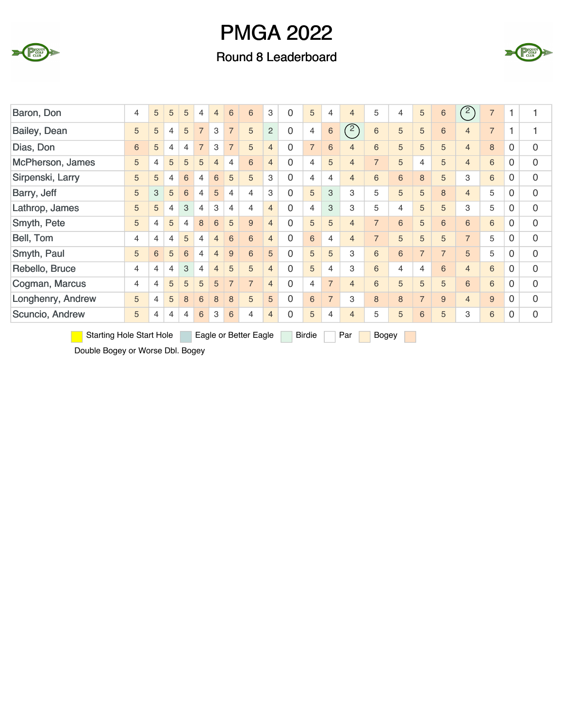# PMGA 2022

## Round 8 Leaderboard

| | | | | | | | | | | | | | | | | | | | | | |
|---|---|---|---|---|---|---|---|---|---|---|---|---|---|---|---|---|---|---|---|---|---|
| Baron, Don | 4 | 5 | 5 | 5 | 4 | 4 | 6 | 6 | 3 | 0 | 5 | 4 | 4 | 5 | 4 | 5 | 6 | 2 | 7 | 1 | 1 |
| Bailey, Dean | 5 | 5 | 4 | 5 | 7 | 3 | 7 | 5 | 2 | 0 | 4 | 6 | 2 | 6 | 5 | 5 | 6 | 4 | 7 | 1 | 1 |
| Dias, Don | 6 | 5 | 4 | 4 | 7 | 3 | 7 | 5 | 4 | 0 | 7 | 6 | 4 | 6 | 5 | 5 | 5 | 4 | 8 | 0 | 0 |
| McPherson, James | 5 | 4 | 5 | 5 | 5 | 4 | 4 | 6 | 4 | 0 | 4 | 5 | 4 | 7 | 5 | 4 | 5 | 4 | 6 | 0 | 0 |
| Sirpenski, Larry | 5 | 5 | 4 | 6 | 4 | 6 | 5 | 5 | 3 | 0 | 4 | 4 | 4 | 6 | 6 | 8 | 5 | 3 | 6 | 0 | 0 |
| Barry, Jeff | 5 | 3 | 5 | 6 | 4 | 5 | 4 | 4 | 3 | 0 | 5 | 3 | 3 | 5 | 5 | 5 | 8 | 4 | 5 | 0 | 0 |
| Lathrop, James | 5 | 5 | 4 | 3 | 4 | 3 | 4 | 4 | 4 | 0 | 4 | 3 | 3 | 5 | 4 | 5 | 5 | 3 | 5 | 0 | 0 |
| Smyth, Pete | 5 | 4 | 5 | 4 | 8 | 6 | 5 | 9 | 4 | 0 | 5 | 5 | 4 | 7 | 6 | 5 | 6 | 6 | 6 | 0 | 0 |
| Bell, Tom | 4 | 4 | 4 | 5 | 4 | 4 | 6 | 6 | 4 | 0 | 6 | 4 | 4 | 7 | 5 | 5 | 5 | 7 | 5 | 0 | 0 |
| Smyth, Paul | 5 | 6 | 5 | 6 | 4 | 4 | 9 | 6 | 5 | 0 | 5 | 5 | 3 | 6 | 6 | 7 | 7 | 5 | 5 | 0 | 0 |
| Rebello, Bruce | 4 | 4 | 4 | 3 | 4 | 4 | 5 | 5 | 4 | 0 | 5 | 4 | 3 | 6 | 4 | 4 | 6 | 4 | 6 | 0 | 0 |
| Cogman, Marcus | 4 | 4 | 5 | 5 | 5 | 5 | 7 | 7 | 4 | 0 | 4 | 7 | 4 | 6 | 5 | 5 | 5 | 6 | 6 | 0 | 0 |
| Longhenry, Andrew | 5 | 4 | 5 | 8 | 6 | 8 | 8 | 5 | 5 | 0 | 6 | 7 | 3 | 8 | 8 | 7 | 9 | 4 | 9 | 0 | 0 |
| Scuncio, Andrew | 5 | 4 | 4 | 4 | 6 | 3 | 6 | 4 | 4 | 0 | 5 | 4 | 4 | 5 | 5 | 6 | 5 | 3 | 6 | 0 | 0 |

Starting Hole Start Hole | Eagle or Better Eagle | Birdie | Par | Bogey | Double Bogey or Worse Dbl. Bogey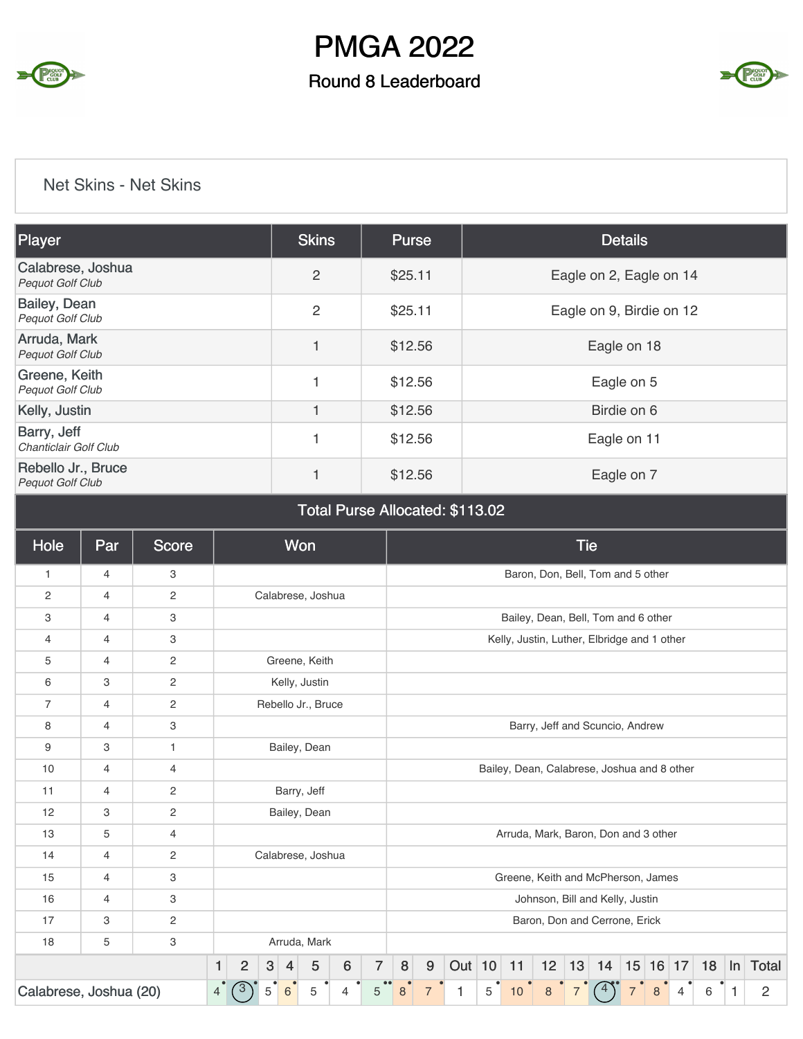# PMGA 2022

## Round 8 Leaderboard

### Net Skins - Net Skins

| Player | Skins | Purse | Details |
|---|---|---|---|
| Calabrese, Joshua *Pequot Golf Club* | 2 | $25.11 | Eagle on 2, Eagle on 14 |
| Bailey, Dean *Pequot Golf Club* | 2 | $25.11 | Eagle on 9, Birdie on 12 |
| Arruda, Mark *Pequot Golf Club* | 1 | $12.56 | Eagle on 18 |
| Greene, Keith *Pequot Golf Club* | 1 | $12.56 | Eagle on 5 |
| Kelly, Justin | 1 | $12.56 | Birdie on 6 |
| Barry, Jeff *Chanticlair Golf Club* | 1 | $12.56 | Eagle on 11 |
| Rebello Jr., Bruce *Pequot Golf Club* | 1 | $12.56 | Eagle on 7 |

**Total Purse Allocated: $113.02**

| Hole | Par | Score | Won | Tie |
|---|---|---|---|---|
| 1 | 4 | 3 | | Baron, Don, Bell, Tom and 5 other |
| 2 | 4 | 2 | Calabrese, Joshua | |
| 3 | 4 | 3 | | Bailey, Dean, Bell, Tom and 6 other |
| 4 | 4 | 3 | | Kelly, Justin, Luther, Elbridge and 1 other |
| 5 | 4 | 2 | Greene, Keith | |
| 6 | 3 | 2 | Kelly, Justin | |
| 7 | 4 | 2 | Rebello Jr., Bruce | |
| 8 | 4 | 3 | | Barry, Jeff and Scuncio, Andrew |
| 9 | 3 | 1 | Bailey, Dean | |
| 10 | 4 | 4 | | Bailey, Dean, Calabrese, Joshua and 8 other |
| 11 | 4 | 2 | Barry, Jeff | |
| 12 | 3 | 2 | Bailey, Dean | |
| 13 | 5 | 4 | | Arruda, Mark, Baron, Don and 3 other |
| 14 | 4 | 2 | Calabrese, Joshua | |
| 15 | 4 | 3 | | Greene, Keith and McPherson, James |
| 16 | 4 | 3 | | Johnson, Bill and Kelly, Justin |
| 17 | 3 | 2 | | Baron, Don and Cerrone, Erick |
| 18 | 5 | 3 | Arruda, Mark | |

| | 1 | 2 | 3 | 4 | 5 | 6 | 7 | 8 | 9 | Out | 10 | 11 | 12 | 13 | 14 | 15 | 16 | 17 | 18 | In | Total |
|---|---|---|---|---|---|---|---|---|---|---|---|---|---|---|---|---|---|---|---|---|---|
| Calabrese, Joshua (20) | 4 | 3 | 5 | 6 | 5 | 4 | 5 | 8 | 7 | 1 | 5 | 10 | 8 | 7 | 4 | 7 | 8 | 4 | 6 | 1 | 2 |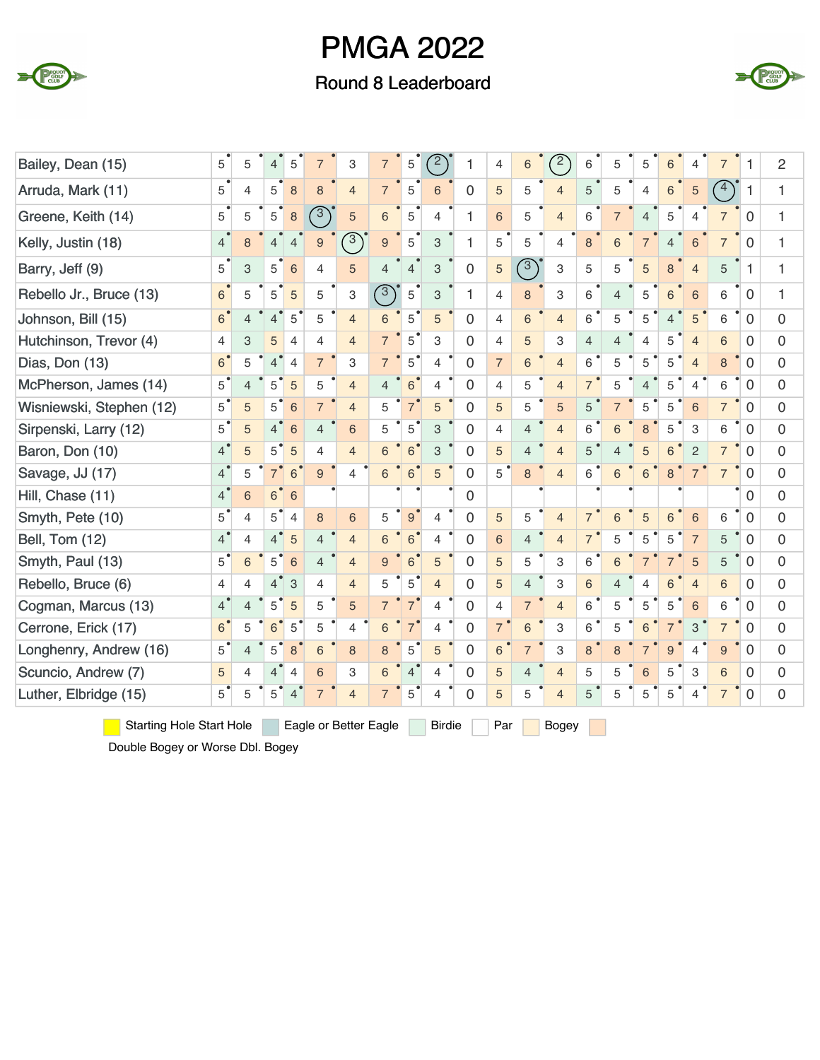# PMGA 2022

## Round 8 Leaderboard

| Player | 1 | 2 | 3 | 4 | 5 | 6 | 7 | 8 | 9 | | 10 | 11 | 12 | 13 | 14 | 15 | 16 | 17 | 18 | | |
|---|---|---|---|---|---|---|---|---|---|---|---|---|---|---|---|---|---|---|---|---|---|
| Bailey, Dean (15) | 5 | 5 | 4 | 5 | 7 | 3 | 7 | 5 | 2 | 1 | 4 | 6 | 2 | 6 | 5 | 5 | 6 | 4 | 7 | 1 | 2 |
| Arruda, Mark (11) | 5 | 4 | 5 | 8 | 8 | 4 | 7 | 5 | 6 | 0 | 5 | 5 | 4 | 5 | 5 | 4 | 6 | 5 | 4 | 1 | 1 |
| Greene, Keith (14) | 5 | 5 | 5 | 8 | 3 | 5 | 6 | 5 | 4 | 1 | 6 | 5 | 4 | 6 | 7 | 4 | 5 | 4 | 7 | 0 | 1 |
| Kelly, Justin (18) | 4 | 8 | 4 | 4 | 9 | 3 | 9 | 5 | 3 | 1 | 5 | 5 | 4 | 8 | 6 | 7 | 4 | 6 | 7 | 0 | 1 |
| Barry, Jeff (9) | 5 | 3 | 5 | 6 | 4 | 5 | 4 | 4 | 3 | 0 | 5 | 3 | 3 | 5 | 5 | 5 | 8 | 4 | 5 | 1 | 1 |
| Rebello Jr., Bruce (13) | 6 | 5 | 5 | 5 | 5 | 3 | 3 | 5 | 3 | 1 | 4 | 8 | 3 | 6 | 4 | 5 | 6 | 6 | 6 | 0 | 1 |
| Johnson, Bill (15) | 6 | 4 | 4 | 5 | 5 | 4 | 6 | 5 | 5 | 0 | 4 | 6 | 4 | 6 | 5 | 5 | 4 | 5 | 6 | 0 | 0 |
| Hutchinson, Trevor (4) | 4 | 3 | 5 | 4 | 4 | 4 | 7 | 5 | 3 | 0 | 4 | 5 | 3 | 4 | 4 | 4 | 5 | 4 | 6 | 0 | 0 |
| Dias, Don (13) | 6 | 5 | 4 | 4 | 7 | 3 | 7 | 5 | 4 | 0 | 7 | 6 | 4 | 6 | 5 | 5 | 5 | 4 | 8 | 0 | 0 |
| McPherson, James (14) | 5 | 4 | 5 | 5 | 5 | 4 | 4 | 6 | 4 | 0 | 4 | 5 | 4 | 7 | 5 | 4 | 5 | 4 | 6 | 0 | 0 |
| Wisniewski, Stephen (12) | 5 | 5 | 5 | 6 | 7 | 4 | 5 | 7 | 5 | 0 | 5 | 5 | 5 | 5 | 7 | 5 | 5 | 6 | 7 | 0 | 0 |
| Sirpenski, Larry (12) | 5 | 5 | 4 | 6 | 4 | 6 | 5 | 5 | 3 | 0 | 4 | 4 | 4 | 6 | 6 | 8 | 5 | 3 | 6 | 0 | 0 |
| Baron, Don (10) | 4 | 5 | 5 | 5 | 4 | 4 | 6 | 6 | 3 | 0 | 5 | 4 | 4 | 5 | 4 | 5 | 6 | 2 | 7 | 0 | 0 |
| Savage, JJ (17) | 4 | 5 | 7 | 6 | 9 | 4 | 6 | 6 | 5 | 0 | 5 | 8 | 4 | 6 | 6 | 6 | 8 | 7 | 7 | 0 | 0 |
| Hill, Chase (11) | 4 | 6 | 6 | 6 | | | | | | 0 | | | | | | | | | | 0 | 0 |
| Smyth, Pete (10) | 5 | 4 | 5 | 4 | 8 | 6 | 5 | 9 | 4 | 0 | 5 | 5 | 4 | 7 | 6 | 5 | 6 | 6 | 6 | 0 | 0 |
| Bell, Tom (12) | 4 | 4 | 4 | 5 | 4 | 4 | 6 | 6 | 4 | 0 | 6 | 4 | 4 | 7 | 5 | 5 | 5 | 7 | 5 | 0 | 0 |
| Smyth, Paul (13) | 5 | 6 | 5 | 6 | 4 | 4 | 9 | 6 | 5 | 0 | 5 | 5 | 3 | 6 | 6 | 7 | 7 | 5 | 5 | 0 | 0 |
| Rebello, Bruce (6) | 4 | 4 | 4 | 3 | 4 | 4 | 5 | 5 | 4 | 0 | 5 | 4 | 3 | 6 | 4 | 4 | 6 | 4 | 6 | 0 | 0 |
| Cogman, Marcus (13) | 4 | 4 | 5 | 5 | 5 | 5 | 7 | 7 | 4 | 0 | 4 | 7 | 4 | 6 | 5 | 5 | 5 | 6 | 6 | 0 | 0 |
| Cerrone, Erick (17) | 6 | 5 | 6 | 5 | 5 | 4 | 6 | 7 | 4 | 0 | 7 | 6 | 3 | 6 | 5 | 6 | 7 | 3 | 7 | 0 | 0 |
| Longhenry, Andrew (16) | 5 | 4 | 5 | 8 | 6 | 8 | 8 | 5 | 5 | 0 | 6 | 7 | 3 | 8 | 8 | 7 | 9 | 4 | 9 | 0 | 0 |
| Scuncio, Andrew (7) | 5 | 4 | 4 | 4 | 6 | 3 | 6 | 4 | 4 | 0 | 5 | 4 | 4 | 5 | 5 | 6 | 5 | 3 | 6 | 0 | 0 |
| Luther, Elbridge (15) | 5 | 5 | 5 | 4 | 7 | 4 | 7 | 5 | 4 | 0 | 5 | 5 | 4 | 5 | 5 | 5 | 5 | 4 | 7 | 0 | 0 |

Starting Hole Start Hole | Eagle or Better Eagle | Birdie | Par | Bogey | Double Bogey or Worse Dbl. Bogey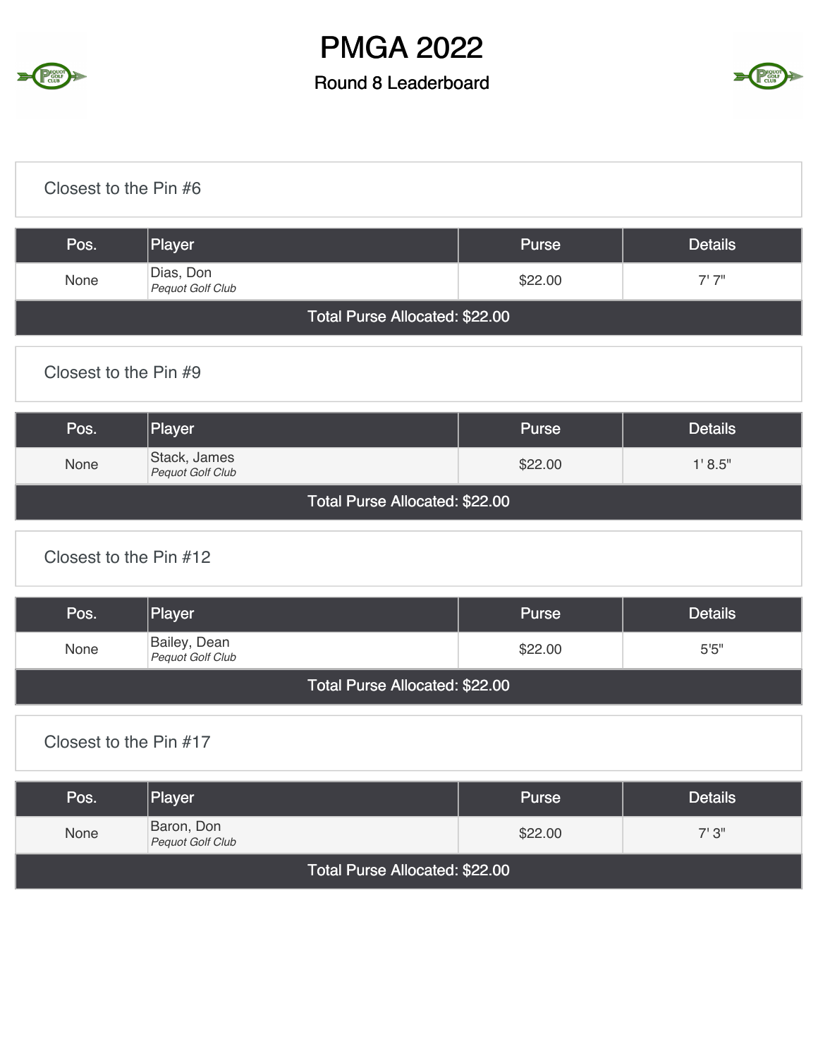# PMGA 2022

## Round 8 Leaderboard

### Closest to the Pin #6

| Pos. | Player | Purse | Details |
|---|---|---|---|
| None | Dias, Don<br>*Pequot Golf Club* | $22.00 | 7' 7" |
| Total Purse Allocated: $22.00 | | | |

### Closest to the Pin #9

| Pos. | Player | Purse | Details |
|---|---|---|---|
| None | Stack, James<br>*Pequot Golf Club* | $22.00 | 1' 8.5" |
| Total Purse Allocated: $22.00 | | | |

### Closest to the Pin #12

| Pos. | Player | Purse | Details |
|---|---|---|---|
| None | Bailey, Dean<br>*Pequot Golf Club* | $22.00 | 5'5" |
| Total Purse Allocated: $22.00 | | | |

### Closest to the Pin #17

| Pos. | Player | Purse | Details |
|---|---|---|---|
| None | Baron, Don<br>*Pequot Golf Club* | $22.00 | 7' 3" |
| Total Purse Allocated: $22.00 | | | |